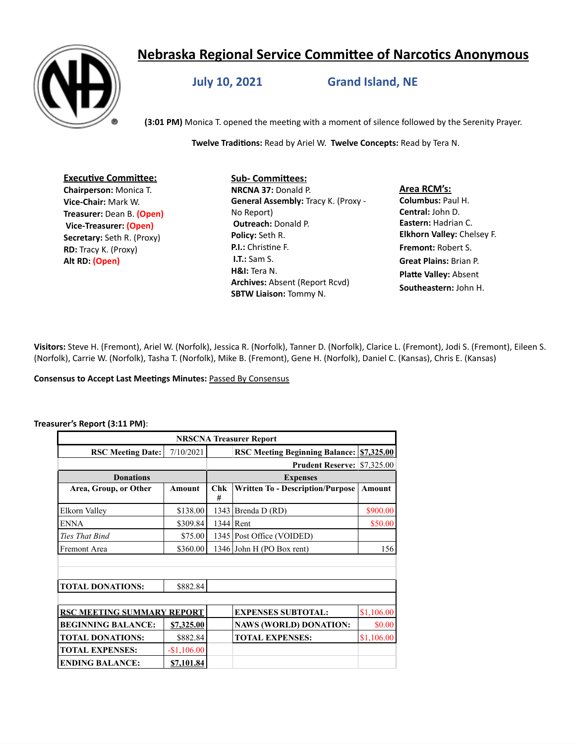# Nebraska Regional Service Committee of Narcotics Anonymous

## July 10, 2021 Grand Island, NE

**(3:01 PM)** Monica T. opened the meeting with a moment of silence followed by the Serenity Prayer.

**Twelve Traditions:** Read by Ariel W. **Twelve Concepts:** Read by Tera N.

**Executive Committee:**
**Chairperson:** Monica T.
**Vice-Chair:** Mark W.
**Treasurer:** Dean B. **(Open)**
**Vice-Treasurer:** **(Open)**
**Secretary:** Seth R. (Proxy)
**RD:** Tracy K. (Proxy)
**Alt RD:** **(Open)**

**Sub- Committees:**
**NRCNA 37:** Donald P.
**General Assembly:** Tracy K. (Proxy - No Report)
**Outreach:** Donald P.
**Policy:** Seth R.
**P.I.:** Christine F.
**I.T.:** Sam S.
**H&I:** Tera N.
**Archives:** Absent (Report Rcvd)
**SBTW Liaison:** Tommy N.

**Area RCM's:**
**Columbus:** Paul H.
**Central:** John D.
**Eastern:** Hadrian C.
**Elkhorn Valley:** Chelsey F.
**Fremont:** Robert S.
**Great Plains:** Brian P.
**Platte Valley:** Absent
**Southeastern:** John H.

**Visitors:** Steve H. (Fremont), Ariel W. (Norfolk), Jessica R. (Norfolk), Tanner D. (Norfolk), Clarice L. (Fremont), Jodi S. (Fremont), Eileen S. (Norfolk), Carrie W. (Norfolk), Tasha T. (Norfolk), Mike B. (Fremont), Gene H. (Norfolk), Daniel C. (Kansas), Chris E. (Kansas)

**Consensus to Accept Last Meetings Minutes:** Passed By Consensus

**Treasurer's Report (3:11 PM):**

| NRSCNA Treasurer Report | | | | |
|---|---|---|---|---|
| **RSC Meeting Date:** | 7/10/2021 | | **RSC Meeting Beginning Balance:** | **$7,325.00** |
| | | | **Prudent Reserve:** | $7,325.00 |
| **Donations** | | **Expenses** | | |
| **Area, Group, or Other** | **Amount** | **Chk #** | **Written To - Description/Purpose** | **Amount** |
| Elkorn Valley | $138.00 | 1343 | Brenda D (RD) | $900.00 |
| ENNA | $309.84 | 1344 | Rent | $50.00 |
| *Ties That Bind* | $75.00 | 1345 | Post Office (VOIDED) | |
| Fremont Area | $360.00 | 1346 | John H (PO Box rent) | 156 |
| **TOTAL DONATIONS:** | $882.84 | | | |
| **RSC MEETING SUMMARY REPORT** | | | **EXPENSES SUBTOTAL:** | $1,106.00 |
| **BEGINNING BALANCE:** | **$7,325.00** | | **NAWS (WORLD) DONATION:** | $0.00 |
| **TOTAL DONATIONS:** | $882.84 | | **TOTAL EXPENSES:** | $1,106.00 |
| **TOTAL EXPENSES:** | -$1,106.00 | | | |
| **ENDING BALANCE:** | **$7,101.84** | | | |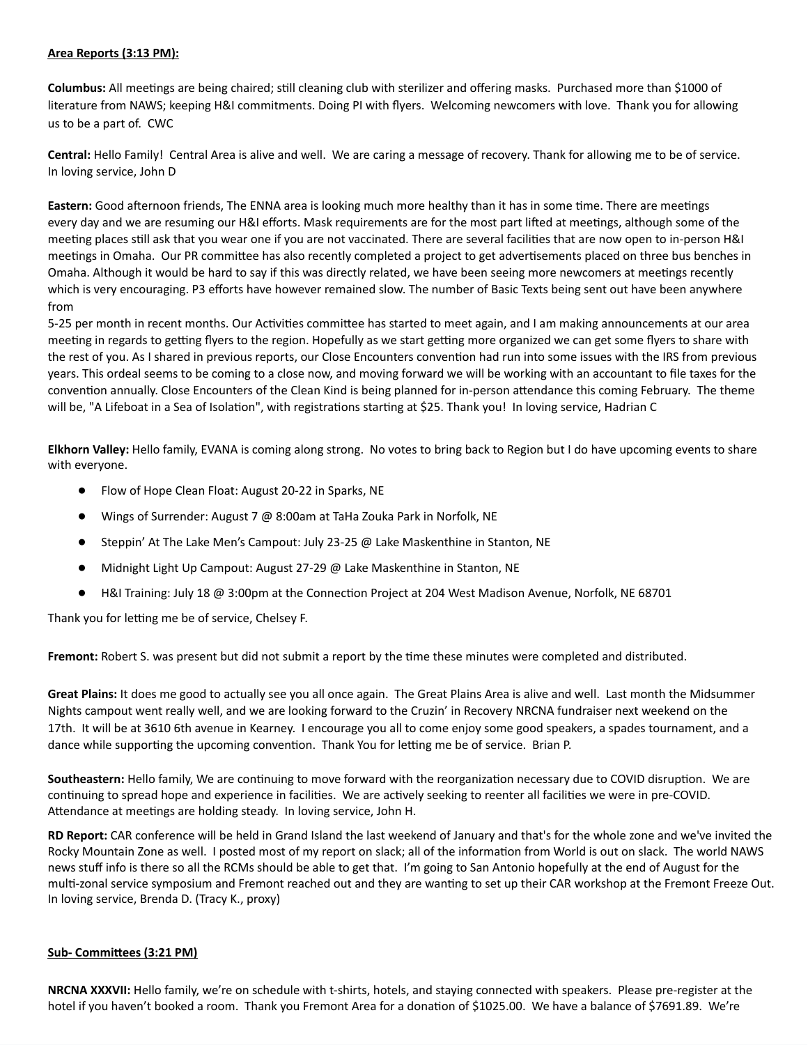**Area Reports (3:13 PM):**

**Columbus:** All meetings are being chaired; still cleaning club with sterilizer and offering masks. Purchased more than $1000 of literature from NAWS; keeping H&I commitments. Doing PI with flyers. Welcoming newcomers with love. Thank you for allowing us to be a part of. CWC

**Central:** Hello Family! Central Area is alive and well. We are caring a message of recovery. Thank for allowing me to be of service. In loving service, John D

**Eastern:** Good afternoon friends, The ENNA area is looking much more healthy than it has in some time. There are meetings every day and we are resuming our H&I efforts. Mask requirements are for the most part lifted at meetings, although some of the meeting places still ask that you wear one if you are not vaccinated. There are several facilities that are now open to in-person H&I meetings in Omaha. Our PR committee has also recently completed a project to get advertisements placed on three bus benches in Omaha. Although it would be hard to say if this was directly related, we have been seeing more newcomers at meetings recently which is very encouraging. P3 efforts have however remained slow. The number of Basic Texts being sent out have been anywhere from
5-25 per month in recent months. Our Activities committee has started to meet again, and I am making announcements at our area meeting in regards to getting flyers to the region. Hopefully as we start getting more organized we can get some flyers to share with the rest of you. As I shared in previous reports, our Close Encounters convention had run into some issues with the IRS from previous years. This ordeal seems to be coming to a close now, and moving forward we will be working with an accountant to file taxes for the convention annually. Close Encounters of the Clean Kind is being planned for in-person attendance this coming February. The theme will be, "A Lifeboat in a Sea of Isolation", with registrations starting at $25. Thank you! In loving service, Hadrian C

**Elkhorn Valley:** Hello family, EVANA is coming along strong. No votes to bring back to Region but I do have upcoming events to share with everyone.

- Flow of Hope Clean Float: August 20-22 in Sparks, NE
- Wings of Surrender: August 7 @ 8:00am at TaHa Zouka Park in Norfolk, NE
- Steppin' At The Lake Men's Campout: July 23-25 @ Lake Maskenthine in Stanton, NE
- Midnight Light Up Campout: August 27-29 @ Lake Maskenthine in Stanton, NE
- H&I Training: July 18 @ 3:00pm at the Connection Project at 204 West Madison Avenue, Norfolk, NE 68701

Thank you for letting me be of service, Chelsey F.

**Fremont:** Robert S. was present but did not submit a report by the time these minutes were completed and distributed.

**Great Plains:** It does me good to actually see you all once again. The Great Plains Area is alive and well. Last month the Midsummer Nights campout went really well, and we are looking forward to the Cruzin' in Recovery NRCNA fundraiser next weekend on the 17th. It will be at 3610 6th avenue in Kearney. I encourage you all to come enjoy some good speakers, a spades tournament, and a dance while supporting the upcoming convention. Thank You for letting me be of service. Brian P.

**Southeastern:** Hello family, We are continuing to move forward with the reorganization necessary due to COVID disruption. We are continuing to spread hope and experience in facilities. We are actively seeking to reenter all facilities we were in pre-COVID. Attendance at meetings are holding steady. In loving service, John H.

**RD Report:** CAR conference will be held in Grand Island the last weekend of January and that's for the whole zone and we've invited the Rocky Mountain Zone as well. I posted most of my report on slack; all of the information from World is out on slack. The world NAWS news stuff info is there so all the RCMs should be able to get that. I'm going to San Antonio hopefully at the end of August for the multi-zonal service symposium and Fremont reached out and they are wanting to set up their CAR workshop at the Fremont Freeze Out. In loving service, Brenda D. (Tracy K., proxy)

**Sub- Committees (3:21 PM)**

**NRCNA XXXVII:** Hello family, we're on schedule with t-shirts, hotels, and staying connected with speakers. Please pre-register at the hotel if you haven't booked a room. Thank you Fremont Area for a donation of $1025.00. We have a balance of $7691.89. We're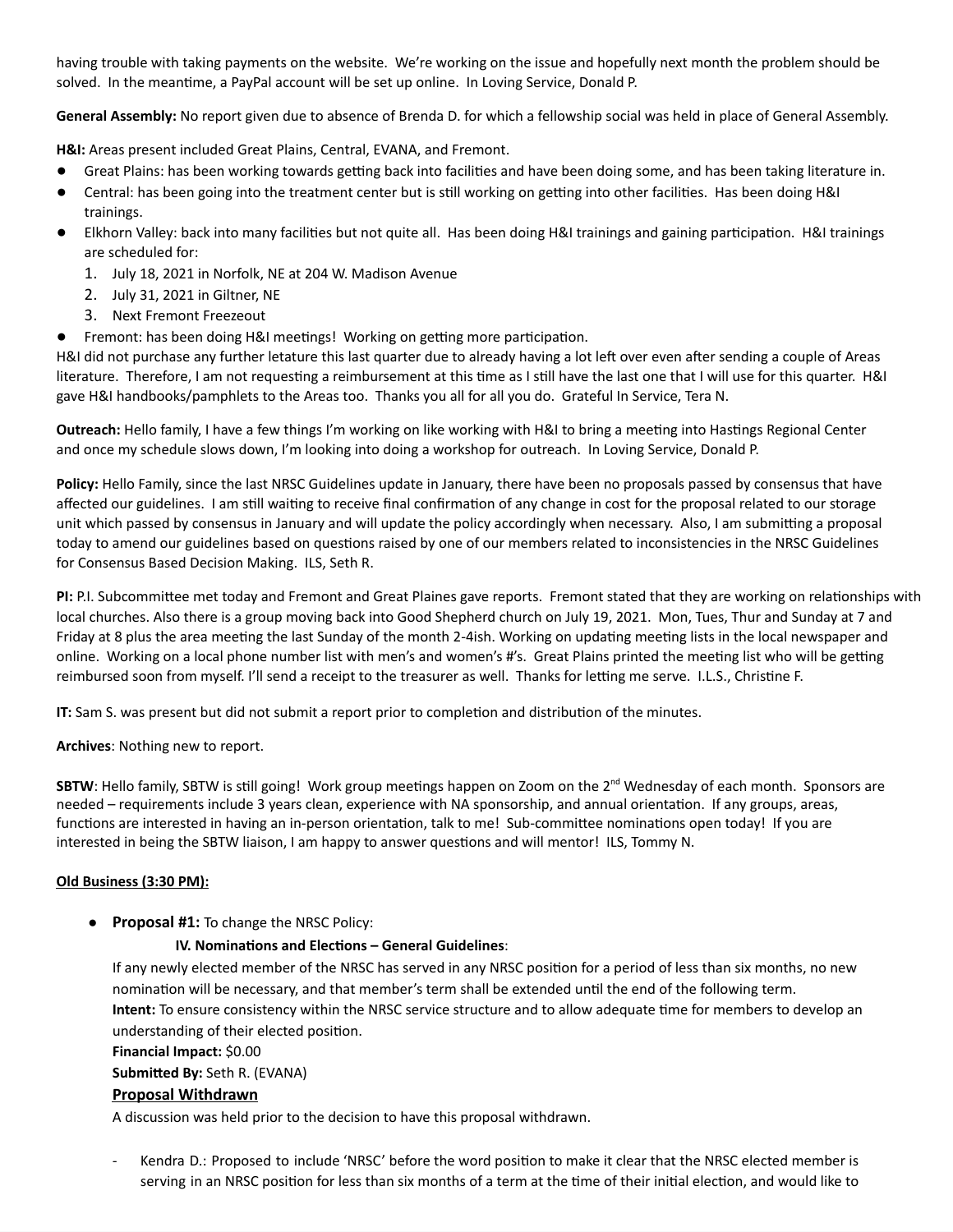having trouble with taking payments on the website. We're working on the issue and hopefully next month the problem should be solved. In the meantime, a PayPal account will be set up online. In Loving Service, Donald P.

**General Assembly:** No report given due to absence of Brenda D. for which a fellowship social was held in place of General Assembly.

**H&I:** Areas present included Great Plains, Central, EVANA, and Fremont.

- Great Plains: has been working towards getting back into facilities and have been doing some, and has been taking literature in.
- Central: has been going into the treatment center but is still working on getting into other facilities. Has been doing H&I trainings.
- Elkhorn Valley: back into many facilities but not quite all. Has been doing H&I trainings and gaining participation. H&I trainings are scheduled for:
    1. July 18, 2021 in Norfolk, NE at 204 W. Madison Avenue
    2. July 31, 2021 in Giltner, NE
    3. Next Fremont Freezeout
- Fremont: has been doing H&I meetings! Working on getting more participation.

H&I did not purchase any further letature this last quarter due to already having a lot left over even after sending a couple of Areas literature. Therefore, I am not requesting a reimbursement at this time as I still have the last one that I will use for this quarter. H&I gave H&I handbooks/pamphlets to the Areas too. Thanks you all for all you do. Grateful In Service, Tera N.

**Outreach:** Hello family, I have a few things I'm working on like working with H&I to bring a meeting into Hastings Regional Center and once my schedule slows down, I'm looking into doing a workshop for outreach. In Loving Service, Donald P.

**Policy:** Hello Family, since the last NRSC Guidelines update in January, there have been no proposals passed by consensus that have affected our guidelines. I am still waiting to receive final confirmation of any change in cost for the proposal related to our storage unit which passed by consensus in January and will update the policy accordingly when necessary. Also, I am submitting a proposal today to amend our guidelines based on questions raised by one of our members related to inconsistencies in the NRSC Guidelines for Consensus Based Decision Making. ILS, Seth R.

**PI:** P.I. Subcommittee met today and Fremont and Great Plaines gave reports. Fremont stated that they are working on relationships with local churches. Also there is a group moving back into Good Shepherd church on July 19, 2021. Mon, Tues, Thur and Sunday at 7 and Friday at 8 plus the area meeting the last Sunday of the month 2-4ish. Working on updating meeting lists in the local newspaper and online. Working on a local phone number list with men's and women's #'s. Great Plains printed the meeting list who will be getting reimbursed soon from myself. I'll send a receipt to the treasurer as well. Thanks for letting me serve. I.L.S., Christine F.

**IT:** Sam S. was present but did not submit a report prior to completion and distribution of the minutes.

**Archives**: Nothing new to report.

**SBTW**: Hello family, SBTW is still going! Work group meetings happen on Zoom on the 2nd Wednesday of each month. Sponsors are needed – requirements include 3 years clean, experience with NA sponsorship, and annual orientation. If any groups, areas, functions are interested in having an in-person orientation, talk to me! Sub-committee nominations open today! If you are interested in being the SBTW liaison, I am happy to answer questions and will mentor! ILS, Tommy N.

**Old Business (3:30 PM):**

- **Proposal #1:** To change the NRSC Policy:

  **IV. Nominations and Elections – General Guidelines**:

  If any newly elected member of the NRSC has served in any NRSC position for a period of less than six months, no new nomination will be necessary, and that member's term shall be extended until the end of the following term.

  **Intent:** To ensure consistency within the NRSC service structure and to allow adequate time for members to develop an understanding of their elected position.

  **Financial Impact:** $0.00

  **Submitted By:** Seth R. (EVANA)

  **Proposal Withdrawn**

  A discussion was held prior to the decision to have this proposal withdrawn.

  - Kendra D.: Proposed to include 'NRSC' before the word position to make it clear that the NRSC elected member is serving in an NRSC position for less than six months of a term at the time of their initial election, and would like to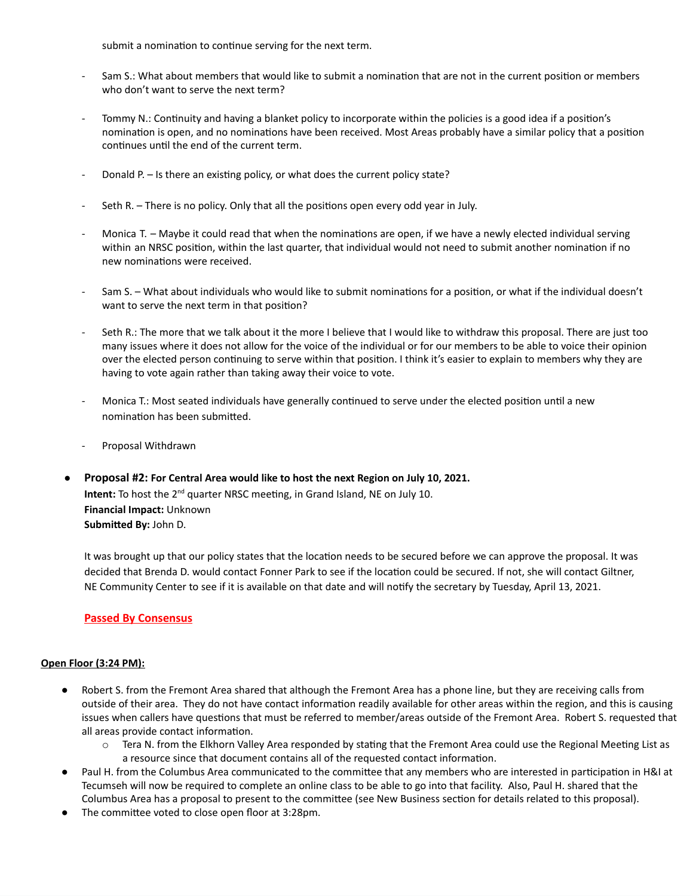submit a nomination to continue serving for the next term.

- Sam S.: What about members that would like to submit a nomination that are not in the current position or members who don't want to serve the next term?

- Tommy N.: Continuity and having a blanket policy to incorporate within the policies is a good idea if a position's nomination is open, and no nominations have been received. Most Areas probably have a similar policy that a position continues until the end of the current term.

- Donald P. – Is there an existing policy, or what does the current policy state?

- Seth R. – There is no policy. Only that all the positions open every odd year in July.

- Monica T. – Maybe it could read that when the nominations are open, if we have a newly elected individual serving within an NRSC position, within the last quarter, that individual would not need to submit another nomination if no new nominations were received.

- Sam S. – What about individuals who would like to submit nominations for a position, or what if the individual doesn't want to serve the next term in that position?

- Seth R.: The more that we talk about it the more I believe that I would like to withdraw this proposal. There are just too many issues where it does not allow for the voice of the individual or for our members to be able to voice their opinion over the elected person continuing to serve within that position. I think it's easier to explain to members why they are having to vote again rather than taking away their voice to vote.

- Monica T.: Most seated individuals have generally continued to serve under the elected position until a new nomination has been submitted.

- Proposal Withdrawn

- **Proposal #2: For Central Area would like to host the next Region on July 10, 2021.**
  **Intent:** To host the 2nd quarter NRSC meeting, in Grand Island, NE on July 10.
  **Financial Impact:** Unknown
  **Submitted By:** John D.

  It was brought up that our policy states that the location needs to be secured before we can approve the proposal. It was decided that Brenda D. would contact Fonner Park to see if the location could be secured. If not, she will contact Giltner, NE Community Center to see if it is available on that date and will notify the secretary by Tuesday, April 13, 2021.

  **Passed By Consensus**

**Open Floor (3:24 PM):**

- Robert S. from the Fremont Area shared that although the Fremont Area has a phone line, but they are receiving calls from outside of their area. They do not have contact information readily available for other areas within the region, and this is causing issues when callers have questions that must be referred to member/areas outside of the Fremont Area. Robert S. requested that all areas provide contact information.
  - Tera N. from the Elkhorn Valley Area responded by stating that the Fremont Area could use the Regional Meeting List as a resource since that document contains all of the requested contact information.
- Paul H. from the Columbus Area communicated to the committee that any members who are interested in participation in H&I at Tecumseh will now be required to complete an online class to be able to go into that facility. Also, Paul H. shared that the Columbus Area has a proposal to present to the committee (see New Business section for details related to this proposal).
- The committee voted to close open floor at 3:28pm.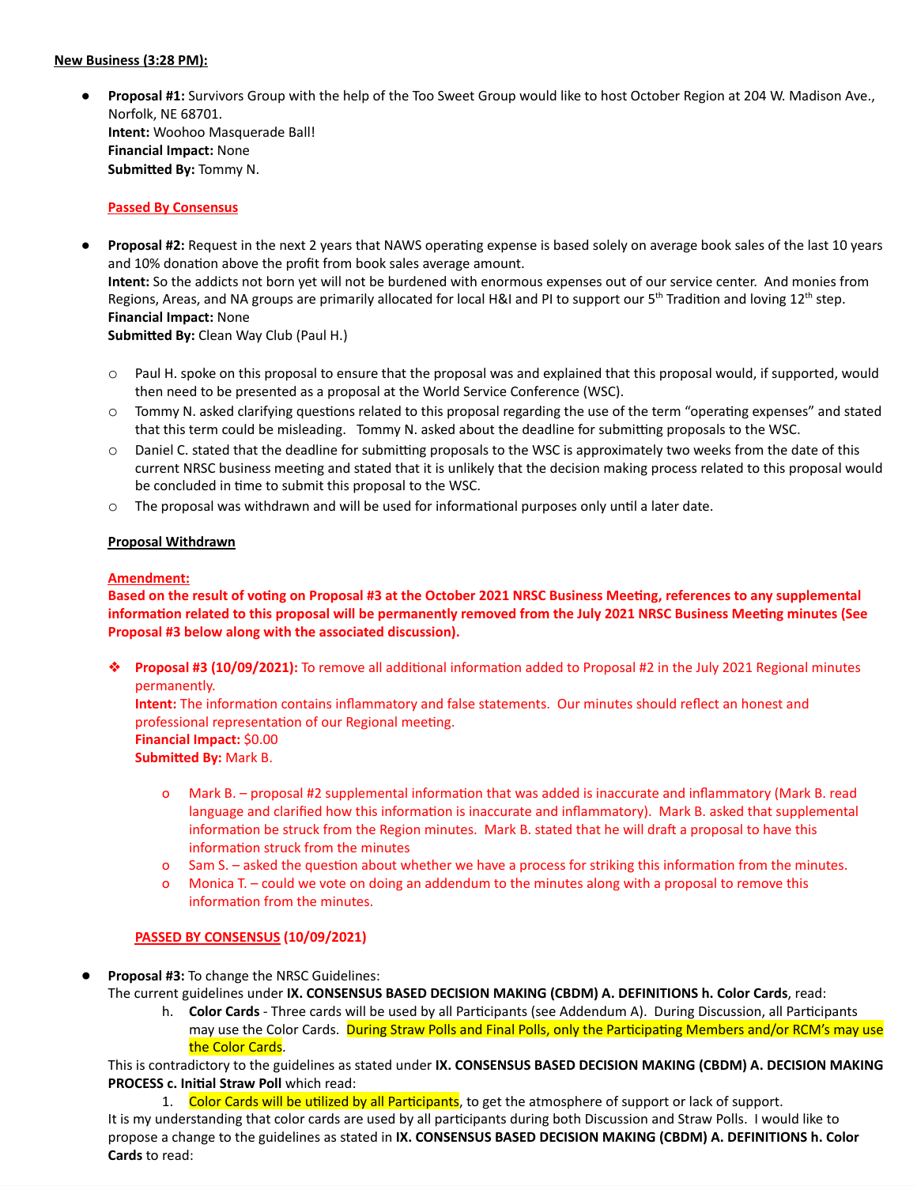**New Business (3:28 PM):**

- **Proposal #1:** Survivors Group with the help of the Too Sweet Group would like to host October Region at 204 W. Madison Ave., Norfolk, NE 68701.
  **Intent:** Woohoo Masquerade Ball!
  **Financial Impact:** None
  **Submitted By:** Tommy N.

  **Passed By Consensus**

- **Proposal #2:** Request in the next 2 years that NAWS operating expense is based solely on average book sales of the last 10 years and 10% donation above the profit from book sales average amount.
  **Intent:** So the addicts not born yet will not be burdened with enormous expenses out of our service center. And monies from Regions, Areas, and NA groups are primarily allocated for local H&I and PI to support our 5th Tradition and loving 12th step.
  **Financial Impact:** None
  **Submitted By:** Clean Way Club (Paul H.)

  - Paul H. spoke on this proposal to ensure that the proposal was and explained that this proposal would, if supported, would then need to be presented as a proposal at the World Service Conference (WSC).
  - Tommy N. asked clarifying questions related to this proposal regarding the use of the term "operating expenses" and stated that this term could be misleading. Tommy N. asked about the deadline for submitting proposals to the WSC.
  - Daniel C. stated that the deadline for submitting proposals to the WSC is approximately two weeks from the date of this current NRSC business meeting and stated that it is unlikely that the decision making process related to this proposal would be concluded in time to submit this proposal to the WSC.
  - The proposal was withdrawn and will be used for informational purposes only until a later date.

  **Proposal Withdrawn**

  **Amendment:**
  **Based on the result of voting on Proposal #3 at the October 2021 NRSC Business Meeting, references to any supplemental information related to this proposal will be permanently removed from the July 2021 NRSC Business Meeting minutes (See Proposal #3 below along with the associated discussion).**

  - **Proposal #3 (10/09/2021):** To remove all additional information added to Proposal #2 in the July 2021 Regional minutes permanently.
    **Intent:** The information contains inflammatory and false statements. Our minutes should reflect an honest and professional representation of our Regional meeting.
    **Financial Impact:** $0.00
    **Submitted By:** Mark B.

    - Mark B. – proposal #2 supplemental information that was added is inaccurate and inflammatory (Mark B. read language and clarified how this information is inaccurate and inflammatory). Mark B. asked that supplemental information be struck from the Region minutes. Mark B. stated that he will draft a proposal to have this information struck from the minutes
    - Sam S. – asked the question about whether we have a process for striking this information from the minutes.
    - Monica T. – could we vote on doing an addendum to the minutes along with a proposal to remove this information from the minutes.

    **PASSED BY CONSENSUS (10/09/2021)**

- **Proposal #3:** To change the NRSC Guidelines:
  The current guidelines under **IX. CONSENSUS BASED DECISION MAKING (CBDM) A. DEFINITIONS h. Color Cards**, read:
  h. **Color Cards** - Three cards will be used by all Participants (see Addendum A). During Discussion, all Participants may use the Color Cards. During Straw Polls and Final Polls, only the Participating Members and/or RCM's may use the Color Cards.
  This is contradictory to the guidelines as stated under **IX. CONSENSUS BASED DECISION MAKING (CBDM) A. DECISION MAKING PROCESS c. Initial Straw Poll** which read:
  1. Color Cards will be utilized by all Participants, to get the atmosphere of support or lack of support.

  It is my understanding that color cards are used by all participants during both Discussion and Straw Polls. I would like to propose a change to the guidelines as stated in **IX. CONSENSUS BASED DECISION MAKING (CBDM) A. DEFINITIONS h. Color Cards** to read: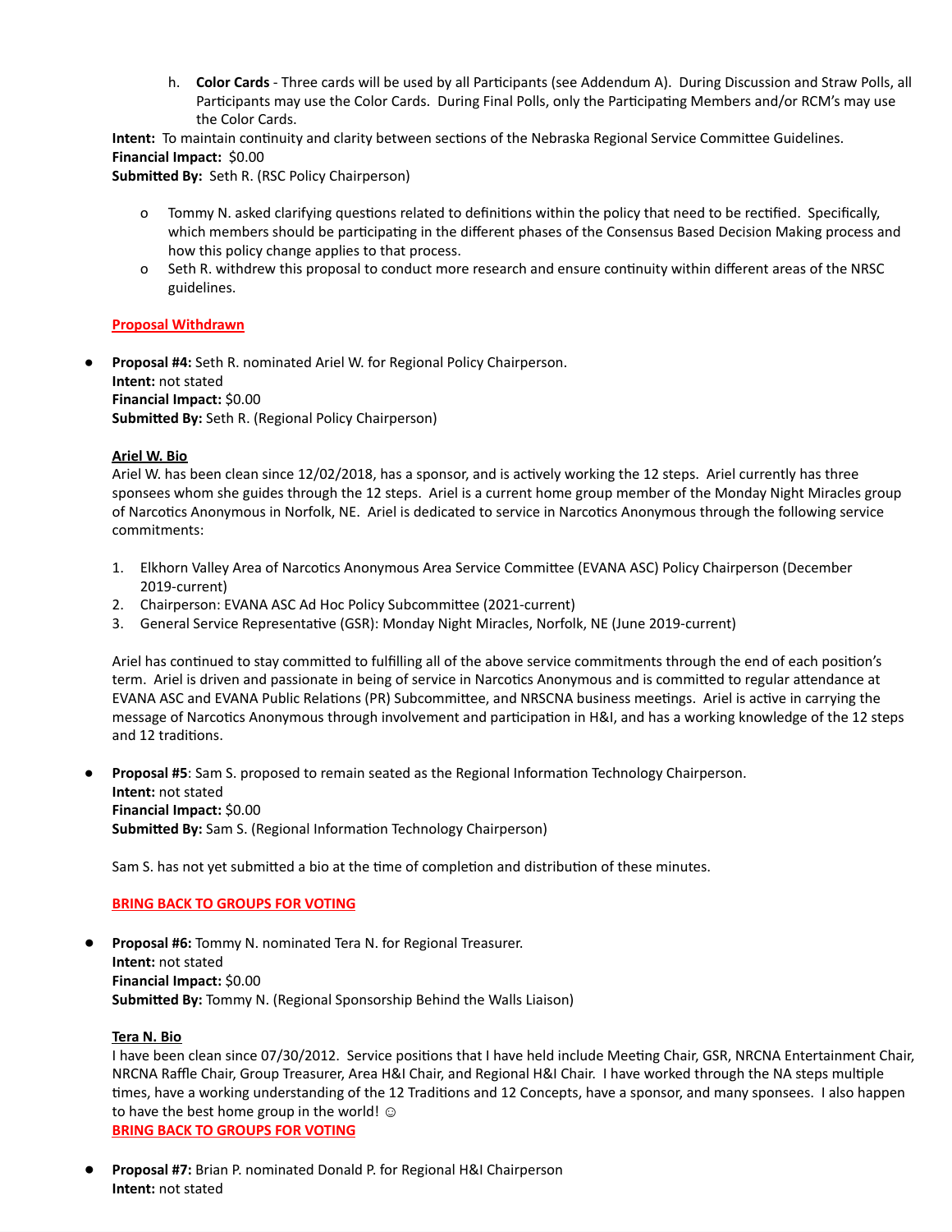h. **Color Cards** - Three cards will be used by all Participants (see Addendum A). During Discussion and Straw Polls, all Participants may use the Color Cards. During Final Polls, only the Participating Members and/or RCM's may use the Color Cards.

**Intent:** To maintain continuity and clarity between sections of the Nebraska Regional Service Committee Guidelines.
**Financial Impact:** $0.00
**Submitted By:** Seth R. (RSC Policy Chairperson)

- Tommy N. asked clarifying questions related to definitions within the policy that need to be rectified. Specifically, which members should be participating in the different phases of the Consensus Based Decision Making process and how this policy change applies to that process.
- Seth R. withdrew this proposal to conduct more research and ensure continuity within different areas of the NRSC guidelines.

**Proposal Withdrawn**

- **Proposal #4:** Seth R. nominated Ariel W. for Regional Policy Chairperson.
  **Intent:** not stated
  **Financial Impact:** $0.00
  **Submitted By:** Seth R. (Regional Policy Chairperson)

  **Ariel W. Bio**
  Ariel W. has been clean since 12/02/2018, has a sponsor, and is actively working the 12 steps. Ariel currently has three sponsees whom she guides through the 12 steps. Ariel is a current home group member of the Monday Night Miracles group of Narcotics Anonymous in Norfolk, NE. Ariel is dedicated to service in Narcotics Anonymous through the following service commitments:

  1. Elkhorn Valley Area of Narcotics Anonymous Area Service Committee (EVANA ASC) Policy Chairperson (December 2019-current)
  2. Chairperson: EVANA ASC Ad Hoc Policy Subcommittee (2021-current)
  3. General Service Representative (GSR): Monday Night Miracles, Norfolk, NE (June 2019-current)

  Ariel has continued to stay committed to fulfilling all of the above service commitments through the end of each position's term. Ariel is driven and passionate in being of service in Narcotics Anonymous and is committed to regular attendance at EVANA ASC and EVANA Public Relations (PR) Subcommittee, and NRSCNA business meetings. Ariel is active in carrying the message of Narcotics Anonymous through involvement and participation in H&I, and has a working knowledge of the 12 steps and 12 traditions.

- **Proposal #5**: Sam S. proposed to remain seated as the Regional Information Technology Chairperson.
  **Intent:** not stated
  **Financial Impact:** $0.00
  **Submitted By:** Sam S. (Regional Information Technology Chairperson)

  Sam S. has not yet submitted a bio at the time of completion and distribution of these minutes.

  **BRING BACK TO GROUPS FOR VOTING**

- **Proposal #6:** Tommy N. nominated Tera N. for Regional Treasurer.
  **Intent:** not stated
  **Financial Impact:** $0.00
  **Submitted By:** Tommy N. (Regional Sponsorship Behind the Walls Liaison)

  **Tera N. Bio**
  I have been clean since 07/30/2012. Service positions that I have held include Meeting Chair, GSR, NRCNA Entertainment Chair, NRCNA Raffle Chair, Group Treasurer, Area H&I Chair, and Regional H&I Chair. I have worked through the NA steps multiple times, have a working understanding of the 12 Traditions and 12 Concepts, have a sponsor, and many sponsees. I also happen to have the best home group in the world! ☺
  **BRING BACK TO GROUPS FOR VOTING**

- **Proposal #7:** Brian P. nominated Donald P. for Regional H&I Chairperson
  **Intent:** not stated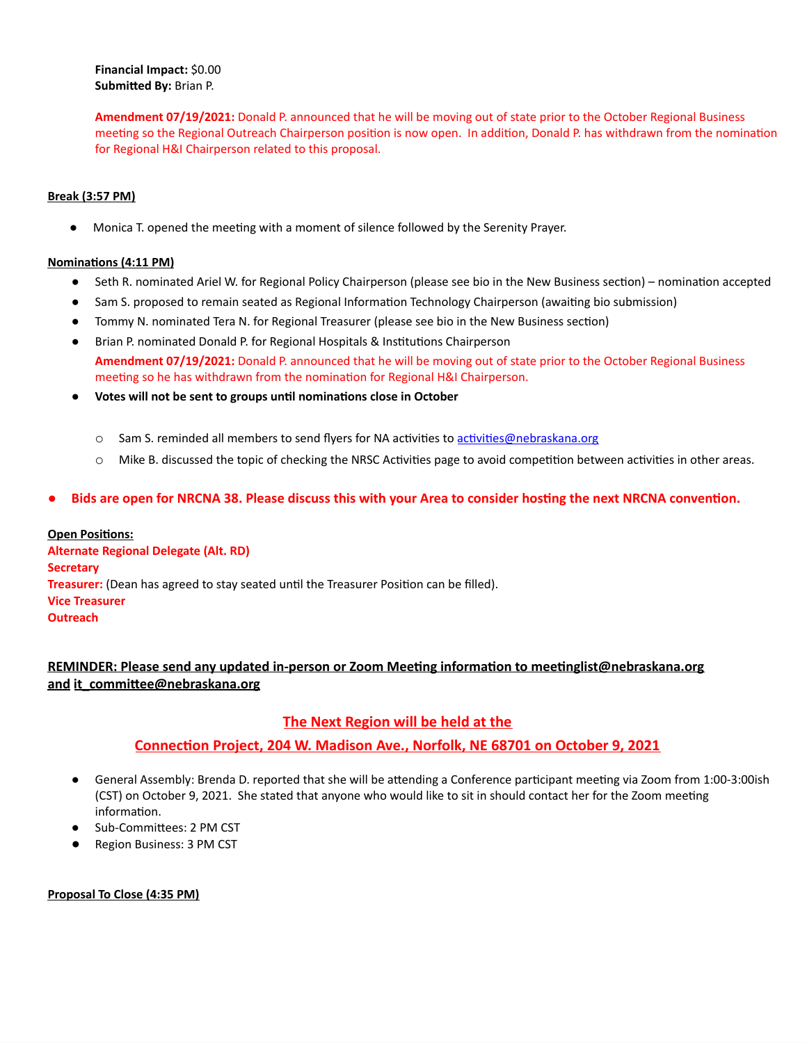**Financial Impact:** $0.00
**Submitted By:** Brian P.

**Amendment 07/19/2021:** Donald P. announced that he will be moving out of state prior to the October Regional Business meeting so the Regional Outreach Chairperson position is now open. In addition, Donald P. has withdrawn from the nomination for Regional H&I Chairperson related to this proposal.

**Break (3:57 PM)**

- Monica T. opened the meeting with a moment of silence followed by the Serenity Prayer.

**Nominations (4:11 PM)**

- Seth R. nominated Ariel W. for Regional Policy Chairperson (please see bio in the New Business section) – nomination accepted
- Sam S. proposed to remain seated as Regional Information Technology Chairperson (awaiting bio submission)
- Tommy N. nominated Tera N. for Regional Treasurer (please see bio in the New Business section)
- Brian P. nominated Donald P. for Regional Hospitals & Institutions Chairperson

  **Amendment 07/19/2021:** Donald P. announced that he will be moving out of state prior to the October Regional Business meeting so he has withdrawn from the nomination for Regional H&I Chairperson.
- **Votes will not be sent to groups until nominations close in October**

  - Sam S. reminded all members to send flyers for NA activities to activities@nebraskana.org
  - Mike B. discussed the topic of checking the NRSC Activities page to avoid competition between activities in other areas.

- **Bids are open for NRCNA 38. Please discuss this with your Area to consider hosting the next NRCNA convention.**

**Open Positions:**
**Alternate Regional Delegate (Alt. RD)**
**Secretary**
**Treasurer:** (Dean has agreed to stay seated until the Treasurer Position can be filled).
**Vice Treasurer**
**Outreach**

**REMINDER: Please send any updated in-person or Zoom Meeting information to meetinglist@nebraskana.org and it_committee@nebraskana.org**

**The Next Region will be held at the**
**Connection Project, 204 W. Madison Ave., Norfolk, NE 68701 on October 9, 2021**

- General Assembly: Brenda D. reported that she will be attending a Conference participant meeting via Zoom from 1:00-3:00ish (CST) on October 9, 2021. She stated that anyone who would like to sit in should contact her for the Zoom meeting information.
- Sub-Committees: 2 PM CST
- Region Business: 3 PM CST

**Proposal To Close (4:35 PM)**